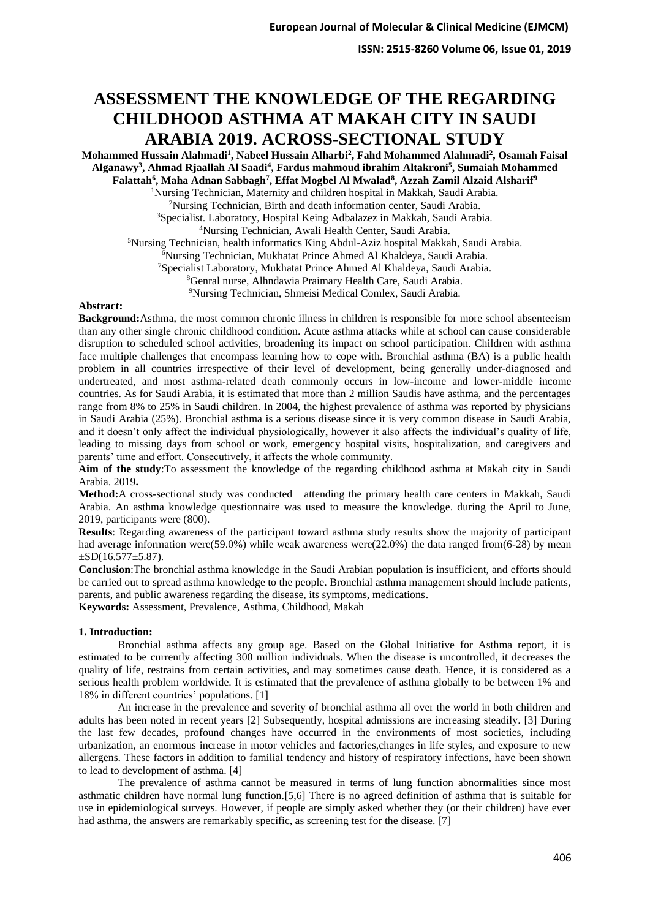# ASSESSMENT THE KNOWLEDGE OF THE REGARDING CHILDHOOD ASTHMA AT MAKAH CITY IN SAUDI ARABIA 2019. ACROSS-SECTIONAL STUDY

**Mohammed Hussain Alahmadi[1], Nabeel Hussain Alharbi[2], Fahd Mohammed Alahmadi[2], Osamah Faisal Alganawy[3], Ahmad Rjaallah Al Saadi[4], Fardus mahmoud ibrahim Altakroni[5], Sumaiah Mohammed Falattah[6], Maha Adnan Sabbagh[7], Effat Mogbel Al Mwalad[8], Azzah Zamil Alzaid Alsharif[9]**

[1]Nursing Technician, Maternity and children hospital in Makkah, Saudi Arabia.
[2]Nursing Technician, Birth and death information center, Saudi Arabia.
[3]Specialist. Laboratory, Hospital Keing Adbalazez in Makkah, Saudi Arabia.
[4]Nursing Technician, Awali Health Center, Saudi Arabia.
[5]Nursing Technician, health informatics King Abdul-Aziz hospital Makkah, Saudi Arabia.
[6]Nursing Technician, Mukhatat Prince Ahmed Al Khaldeya, Saudi Arabia.
[7]Specialist Laboratory, Mukhatat Prince Ahmed Al Khaldeya, Saudi Arabia.
[8]Genral nurse, Alhndawia Praimary Health Care, Saudi Arabia.
[9]Nursing Technician, Shmeisi Medical Comlex, Saudi Arabia.

**Abstract:**

**Background:**Asthma, the most common chronic illness in children is responsible for more school absenteeism than any other single chronic childhood condition. Acute asthma attacks while at school can cause considerable disruption to scheduled school activities, broadening its impact on school participation. Children with asthma face multiple challenges that encompass learning how to cope with. Bronchial asthma (BA) is a public health problem in all countries irrespective of their level of development, being generally under-diagnosed and undertreated, and most asthma-related death commonly occurs in low-income and lower-middle income countries. As for Saudi Arabia, it is estimated that more than 2 million Saudis have asthma, and the percentages range from 8% to 25% in Saudi children. In 2004, the highest prevalence of asthma was reported by physicians in Saudi Arabia (25%). Bronchial asthma is a serious disease since it is very common disease in Saudi Arabia, and it doesn't only affect the individual physiologically, however it also affects the individual's quality of life, leading to missing days from school or work, emergency hospital visits, hospitalization, and caregivers and parents' time and effort. Consecutively, it affects the whole community.

**Aim of the study**:To assessment the knowledge of the regarding childhood asthma at Makah city in Saudi Arabia. 2019**.**

**Method:**A cross-sectional study was conducted attending the primary health care centers in Makkah, Saudi Arabia. An asthma knowledge questionnaire was used to measure the knowledge. during the April to June, 2019, participants were (800).

**Results**: Regarding awareness of the participant toward asthma study results show the majority of participant had average information were(59.0%) while weak awareness were(22.0%) the data ranged from(6-28) by mean ±SD(16.577±5.87).

**Conclusion**:The bronchial asthma knowledge in the Saudi Arabian population is insufficient, and efforts should be carried out to spread asthma knowledge to the people. Bronchial asthma management should include patients, parents, and public awareness regarding the disease, its symptoms, medications.

**Keywords:** Assessment, Prevalence, Asthma, Childhood, Makah

## 1. Introduction:

Bronchial asthma affects any group age. Based on the Global Initiative for Asthma report, it is estimated to be currently affecting 300 million individuals. When the disease is uncontrolled, it decreases the quality of life, restrains from certain activities, and may sometimes cause death. Hence, it is considered as a serious health problem worldwide. It is estimated that the prevalence of asthma globally to be between 1% and 18% in different countries' populations. [1]

An increase in the prevalence and severity of bronchial asthma all over the world in both children and adults has been noted in recent years [2] Subsequently, hospital admissions are increasing steadily. [3] During the last few decades, profound changes have occurred in the environments of most societies, including urbanization, an enormous increase in motor vehicles and factories,changes in life styles, and exposure to new allergens. These factors in addition to familial tendency and history of respiratory infections, have been shown to lead to development of asthma. [4]

The prevalence of asthma cannot be measured in terms of lung function abnormalities since most asthmatic children have normal lung function.[5,6] There is no agreed definition of asthma that is suitable for use in epidemiological surveys. However, if people are simply asked whether they (or their children) have ever had asthma, the answers are remarkably specific, as screening test for the disease. [7]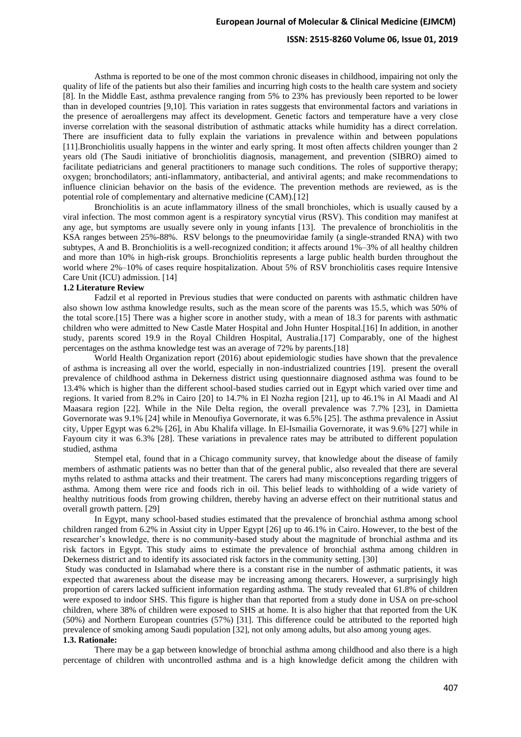Asthma is reported to be one of the most common chronic diseases in childhood, impairing not only the quality of life of the patients but also their families and incurring high costs to the health care system and society [8]. In the Middle East, asthma prevalence ranging from 5% to 23% has previously been reported to be lower than in developed countries [9,10]. This variation in rates suggests that environmental factors and variations in the presence of aeroallergens may affect its development. Genetic factors and temperature have a very close inverse correlation with the seasonal distribution of asthmatic attacks while humidity has a direct correlation. There are insufficient data to fully explain the variations in prevalence within and between populations [11].Bronchiolitis usually happens in the winter and early spring. It most often affects children younger than 2 years old (The Saudi initiative of bronchiolitis diagnosis, management, and prevention (SIBRO) aimed to facilitate pediatricians and general practitioners to manage such conditions. The roles of supportive therapy; oxygen; bronchodilators; anti-inflammatory, antibacterial, and antiviral agents; and make recommendations to influence clinician behavior on the basis of the evidence. The prevention methods are reviewed, as is the potential role of complementary and alternative medicine (CAM).[12]

Bronchiolitis is an acute inflammatory illness of the small bronchioles, which is usually caused by a viral infection. The most common agent is a respiratory syncytial virus (RSV). This condition may manifest at any age, but symptoms are usually severe only in young infants [13]. The prevalence of bronchiolitis in the KSA ranges between 25%-88%. RSV belongs to the pneumoviridae family (a single-stranded RNA) with two subtypes, A and B. Bronchiolitis is a well-recognized condition; it affects around 1%–3% of all healthy children and more than 10% in high-risk groups. Bronchiolitis represents a large public health burden throughout the world where 2%–10% of cases require hospitalization. About 5% of RSV bronchiolitis cases require Intensive Care Unit (ICU) admission. [14]

### 1.2 Literature Review

Fadzil et al reported in Previous studies that were conducted on parents with asthmatic children have also shown low asthma knowledge results, such as the mean score of the parents was 15.5, which was 50% of the total score.[15] There was a higher score in another study, with a mean of 18.3 for parents with asthmatic children who were admitted to New Castle Mater Hospital and John Hunter Hospital.[16] In addition, in another study, parents scored 19.9 in the Royal Children Hospital, Australia.[17] Comparably, one of the highest percentages on the asthma knowledge test was an average of 72% by parents.[18]

World Health Organization report (2016) about epidemiologic studies have shown that the prevalence of asthma is increasing all over the world, especially in non-industrialized countries [19]. present the overall prevalence of childhood asthma in Dekerness district using questionnaire diagnosed asthma was found to be 13.4% which is higher than the different school-based studies carried out in Egypt which varied over time and regions. It varied from 8.2% in Cairo [20] to 14.7% in El Nozha region [21], up to 46.1% in Al Maadi and Al Maasara region [22]. While in the Nile Delta region, the overall prevalence was 7.7% [23], in Damietta Governorate was 9.1% [24] while in Menoufiya Governorate, it was 6.5% [25]. The asthma prevalence in Assiut city, Upper Egypt was 6.2% [26], in Abu Khalifa village. In El-Ismailia Governorate, it was 9.6% [27] while in Fayoum city it was 6.3% [28]. These variations in prevalence rates may be attributed to different population studied, asthma

Stempel etal, found that in a Chicago community survey, that knowledge about the disease of family members of asthmatic patients was no better than that of the general public, also revealed that there are several myths related to asthma attacks and their treatment. The carers had many misconceptions regarding triggers of asthma. Among them were rice and foods rich in oil. This belief leads to withholding of a wide variety of healthy nutritious foods from growing children, thereby having an adverse effect on their nutritional status and overall growth pattern. [29]

In Egypt, many school-based studies estimated that the prevalence of bronchial asthma among school children ranged from 6.2% in Assiut city in Upper Egypt [26] up to 46.1% in Cairo. However, to the best of the researcher's knowledge, there is no community-based study about the magnitude of bronchial asthma and its risk factors in Egypt. This study aims to estimate the prevalence of bronchial asthma among children in Dekerness district and to identify its associated risk factors in the community setting. [30]

Study was conducted in Islamabad where there is a constant rise in the number of asthmatic patients, it was expected that awareness about the disease may be increasing among thecarers. However, a surprisingly high proportion of carers lacked sufficient information regarding asthma. The study revealed that 61.8% of children were exposed to indoor SHS. This figure is higher than that reported from a study done in USA on pre-school children, where 38% of children were exposed to SHS at home. It is also higher that that reported from the UK (50%) and Northern European countries (57%) [31]. This difference could be attributed to the reported high prevalence of smoking among Saudi population [32], not only among adults, but also among young ages.

### 1.3. Rationale:

There may be a gap between knowledge of bronchial asthma among childhood and also there is a high percentage of children with uncontrolled asthma and is a high knowledge deficit among the children with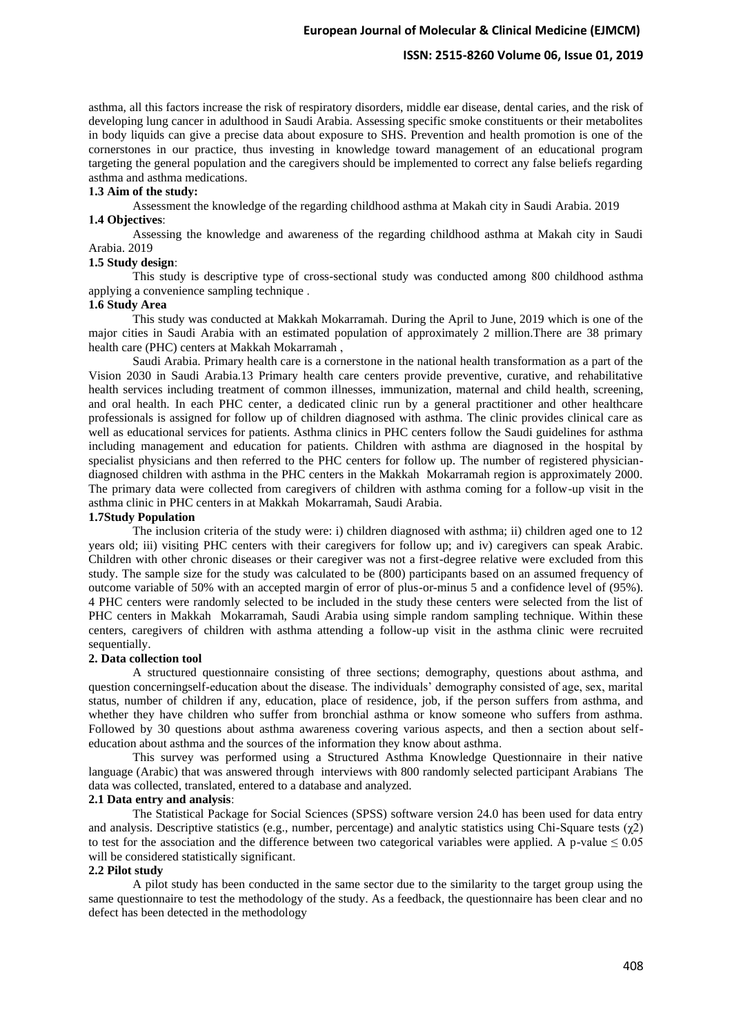asthma, all this factors increase the risk of respiratory disorders, middle ear disease, dental caries, and the risk of developing lung cancer in adulthood in Saudi Arabia. Assessing specific smoke constituents or their metabolites in body liquids can give a precise data about exposure to SHS. Prevention and health promotion is one of the cornerstones in our practice, thus investing in knowledge toward management of an educational program targeting the general population and the caregivers should be implemented to correct any false beliefs regarding asthma and asthma medications.

**1.3 Aim of the study:**

Assessment the knowledge of the regarding childhood asthma at Makah city in Saudi Arabia. 2019

**1.4 Objectives**:

Assessing the knowledge and awareness of the regarding childhood asthma at Makah city in Saudi Arabia. 2019

**1.5 Study design**:

This study is descriptive type of cross-sectional study was conducted among 800 childhood asthma applying a convenience sampling technique .

**1.6 Study Area**

This study was conducted at Makkah Mokarramah. During the April to June, 2019 which is one of the major cities in Saudi Arabia with an estimated population of approximately 2 million.There are 38 primary health care (PHC) centers at Makkah Mokarramah ,

Saudi Arabia. Primary health care is a cornerstone in the national health transformation as a part of the Vision 2030 in Saudi Arabia.13 Primary health care centers provide preventive, curative, and rehabilitative health services including treatment of common illnesses, immunization, maternal and child health, screening, and oral health. In each PHC center, a dedicated clinic run by a general practitioner and other healthcare professionals is assigned for follow up of children diagnosed with asthma. The clinic provides clinical care as well as educational services for patients. Asthma clinics in PHC centers follow the Saudi guidelines for asthma including management and education for patients. Children with asthma are diagnosed in the hospital by specialist physicians and then referred to the PHC centers for follow up. The number of registered physician-diagnosed children with asthma in the PHC centers in the Makkah Mokarramah region is approximately 2000. The primary data were collected from caregivers of children with asthma coming for a follow-up visit in the asthma clinic in PHC centers in at Makkah Mokarramah, Saudi Arabia.

**1.7Study Population**

The inclusion criteria of the study were: i) children diagnosed with asthma; ii) children aged one to 12 years old; iii) visiting PHC centers with their caregivers for follow up; and iv) caregivers can speak Arabic. Children with other chronic diseases or their caregiver was not a first-degree relative were excluded from this study. The sample size for the study was calculated to be (800) participants based on an assumed frequency of outcome variable of 50% with an accepted margin of error of plus-or-minus 5 and a confidence level of (95%). 4 PHC centers were randomly selected to be included in the study these centers were selected from the list of PHC centers in Makkah Mokarramah, Saudi Arabia using simple random sampling technique. Within these centers, caregivers of children with asthma attending a follow-up visit in the asthma clinic were recruited sequentially.

**2. Data collection tool**

A structured questionnaire consisting of three sections; demography, questions about asthma, and question concerningself-education about the disease. The individuals' demography consisted of age, sex, marital status, number of children if any, education, place of residence, job, if the person suffers from asthma, and whether they have children who suffer from bronchial asthma or know someone who suffers from asthma. Followed by 30 questions about asthma awareness covering various aspects, and then a section about self-education about asthma and the sources of the information they know about asthma.

This survey was performed using a Structured Asthma Knowledge Questionnaire in their native language (Arabic) that was answered through interviews with 800 randomly selected participant Arabians The data was collected, translated, entered to a database and analyzed.

**2.1 Data entry and analysis**:

The Statistical Package for Social Sciences (SPSS) software version 24.0 has been used for data entry and analysis. Descriptive statistics (e.g., number, percentage) and analytic statistics using Chi-Square tests ($\chi 2$) to test for the association and the difference between two categorical variables were applied. A p-value $\leq 0.05$ will be considered statistically significant.

**2.2 Pilot study**

A pilot study has been conducted in the same sector due to the similarity to the target group using the same questionnaire to test the methodology of the study. As a feedback, the questionnaire has been clear and no defect has been detected in the methodology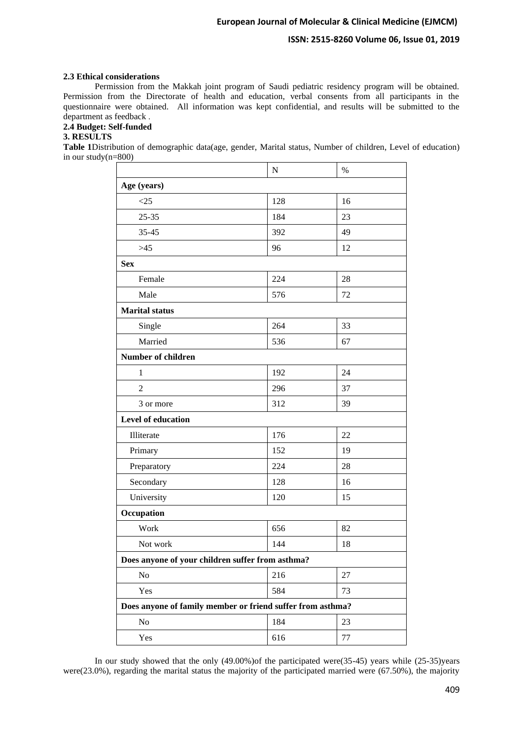**2.3 Ethical considerations**

Permission from the Makkah joint program of Saudi pediatric residency program will be obtained. Permission from the Directorate of health and education, verbal consents from all participants in the questionnaire were obtained. All information was kept confidential, and results will be submitted to the department as feedback .

**2.4 Budget: Self-funded**

**3. RESULTS**

**Table 1**Distribution of demographic data(age, gender, Marital status, Number of children, Level of education) in our study(n=800)

| | N | % |
|---|---|---|
| **Age (years)** | | |
| <25 | 128 | 16 |
| 25-35 | 184 | 23 |
| 35-45 | 392 | 49 |
| >45 | 96 | 12 |
| **Sex** | | |
| Female | 224 | 28 |
| Male | 576 | 72 |
| **Marital status** | | |
| Single | 264 | 33 |
| Married | 536 | 67 |
| **Number of children** | | |
| 1 | 192 | 24 |
| 2 | 296 | 37 |
| 3 or more | 312 | 39 |
| **Level of education** | | |
| Illiterate | 176 | 22 |
| Primary | 152 | 19 |
| Preparatory | 224 | 28 |
| Secondary | 128 | 16 |
| University | 120 | 15 |
| **Occupation** | | |
| Work | 656 | 82 |
| Not work | 144 | 18 |
| **Does anyone of your children suffer from asthma?** | | |
| No | 216 | 27 |
| Yes | 584 | 73 |
| **Does anyone of family member or friend suffer from asthma?** | | |
| No | 184 | 23 |
| Yes | 616 | 77 |

In our study showed that the only (49.00%)of the participated were(35-45) years while (25-35)years were(23.0%), regarding the marital status the majority of the participated married were (67.50%), the majority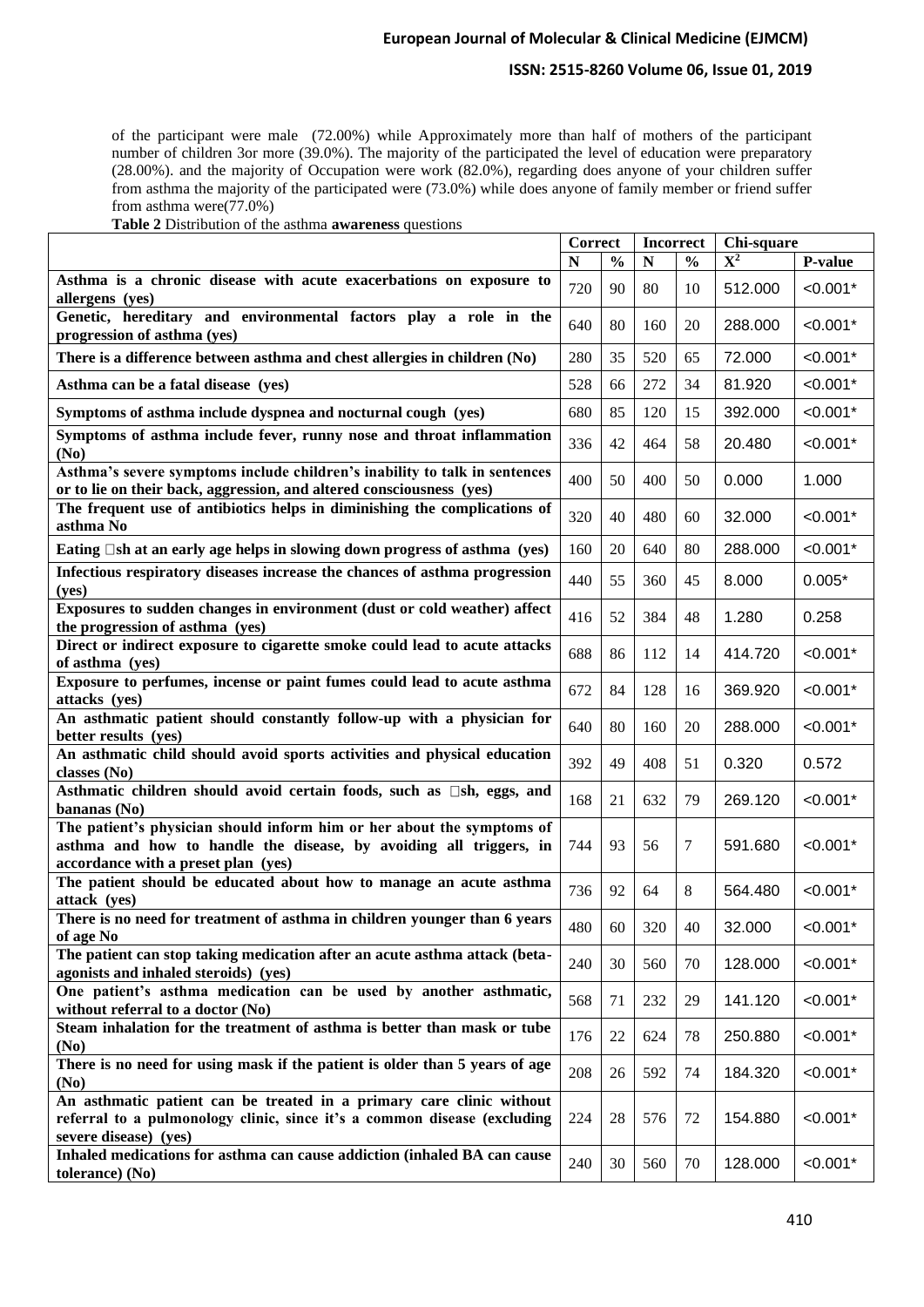of the participant were male (72.00%) while Approximately more than half of mothers of the participant number of children 3or more (39.0%). The majority of the participated the level of education were preparatory (28.00%). and the majority of Occupation were work (82.0%), regarding does anyone of your children suffer from asthma the majority of the participated were (73.0%) while does anyone of family member or friend suffer from asthma were(77.0%)

**Table 2** Distribution of the asthma **awareness** questions

| | Correct | | Incorrect | | Chi-square | |
|---|---|---|---|---|---|---|
| | **N** | **%** | **N** | **%** | $X^2$ | **P-value** |
| **Asthma is a chronic disease with acute exacerbations on exposure to allergens (yes)** | 720 | 90 | 80 | 10 | 512.000 | <0.001* |
| **Genetic, hereditary and environmental factors play a role in the progression of asthma (yes)** | 640 | 80 | 160 | 20 | 288.000 | <0.001* |
| **There is a difference between asthma and chest allergies in children (No)** | 280 | 35 | 520 | 65 | 72.000 | <0.001* |
| **Asthma can be a fatal disease (yes)** | 528 | 66 | 272 | 34 | 81.920 | <0.001* |
| **Symptoms of asthma include dyspnea and nocturnal cough (yes)** | 680 | 85 | 120 | 15 | 392.000 | <0.001* |
| **Symptoms of asthma include fever, runny nose and throat inflammation (No)** | 336 | 42 | 464 | 58 | 20.480 | <0.001* |
| **Asthma's severe symptoms include children's inability to talk in sentences or to lie on their back, aggression, and altered consciousness (yes)** | 400 | 50 | 400 | 50 | 0.000 | 1.000 |
| **The frequent use of antibiotics helps in diminishing the complications of asthma No** | 320 | 40 | 480 | 60 | 32.000 | <0.001* |
| **Eating sh at an early age helps in slowing down progress of asthma (yes)** | 160 | 20 | 640 | 80 | 288.000 | <0.001* |
| **Infectious respiratory diseases increase the chances of asthma progression (yes)** | 440 | 55 | 360 | 45 | 8.000 | 0.005* |
| **Exposures to sudden changes in environment (dust or cold weather) affect the progression of asthma (yes)** | 416 | 52 | 384 | 48 | 1.280 | 0.258 |
| **Direct or indirect exposure to cigarette smoke could lead to acute attacks of asthma (yes)** | 688 | 86 | 112 | 14 | 414.720 | <0.001* |
| **Exposure to perfumes, incense or paint fumes could lead to acute asthma attacks (yes)** | 672 | 84 | 128 | 16 | 369.920 | <0.001* |
| **An asthmatic patient should constantly follow-up with a physician for better results (yes)** | 640 | 80 | 160 | 20 | 288.000 | <0.001* |
| **An asthmatic child should avoid sports activities and physical education classes (No)** | 392 | 49 | 408 | 51 | 0.320 | 0.572 |
| **Asthmatic children should avoid certain foods, such as sh, eggs, and bananas (No)** | 168 | 21 | 632 | 79 | 269.120 | <0.001* |
| **The patient's physician should inform him or her about the symptoms of asthma and how to handle the disease, by avoiding all triggers, in accordance with a preset plan (yes)** | 744 | 93 | 56 | 7 | 591.680 | <0.001* |
| **The patient should be educated about how to manage an acute asthma attack (yes)** | 736 | 92 | 64 | 8 | 564.480 | <0.001* |
| **There is no need for treatment of asthma in children younger than 6 years of age No** | 480 | 60 | 320 | 40 | 32.000 | <0.001* |
| **The patient can stop taking medication after an acute asthma attack (beta-agonists and inhaled steroids) (yes)** | 240 | 30 | 560 | 70 | 128.000 | <0.001* |
| **One patient's asthma medication can be used by another asthmatic, without referral to a doctor (No)** | 568 | 71 | 232 | 29 | 141.120 | <0.001* |
| **Steam inhalation for the treatment of asthma is better than mask or tube (No)** | 176 | 22 | 624 | 78 | 250.880 | <0.001* |
| **There is no need for using mask if the patient is older than 5 years of age (No)** | 208 | 26 | 592 | 74 | 184.320 | <0.001* |
| **An asthmatic patient can be treated in a primary care clinic without referral to a pulmonology clinic, since it's a common disease (excluding severe disease) (yes)** | 224 | 28 | 576 | 72 | 154.880 | <0.001* |
| **Inhaled medications for asthma can cause addiction (inhaled BA can cause tolerance) (No)** | 240 | 30 | 560 | 70 | 128.000 | <0.001* |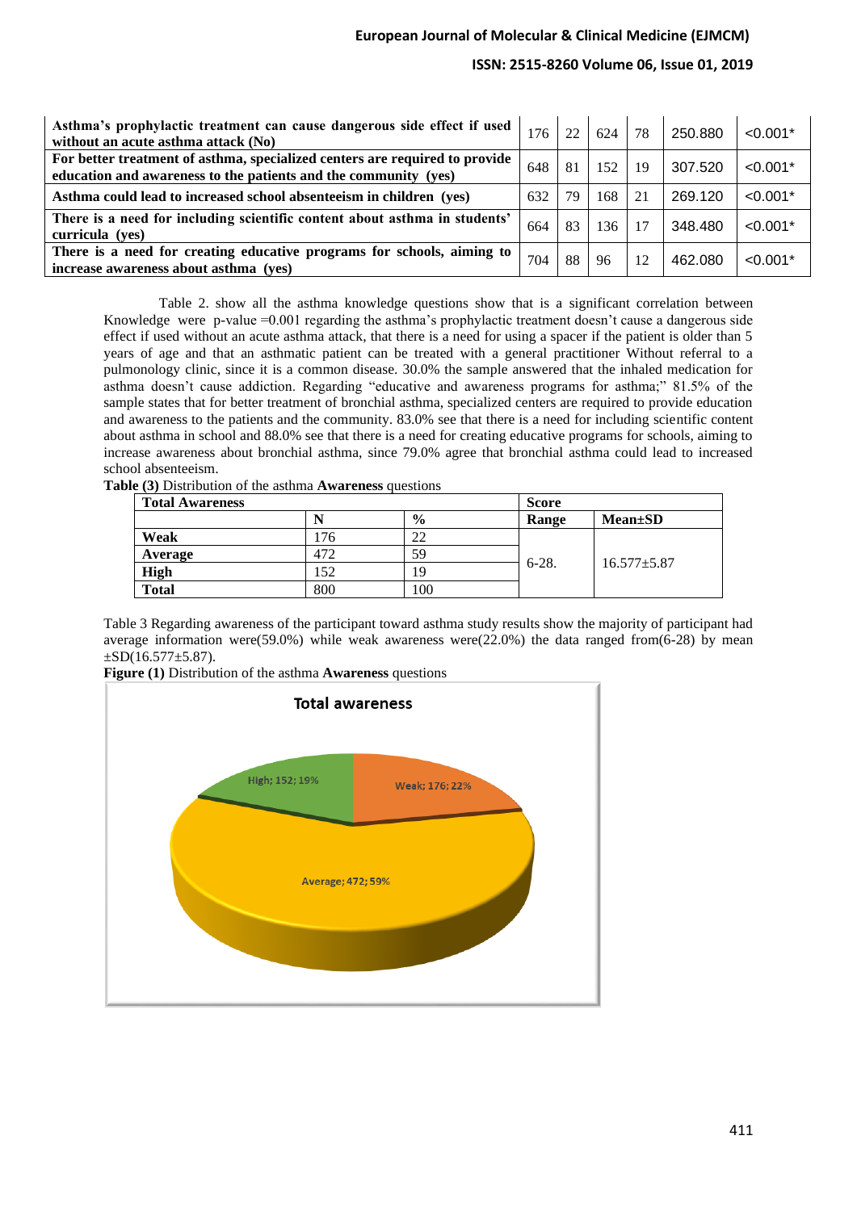| | | | | | | |
|---|---|---|---|---|---|---|
| **Asthma's prophylactic treatment can cause dangerous side effect if used without an acute asthma attack (No)** | 176 | 22 | 624 | 78 | 250.880 | <0.001* |
| **For better treatment of asthma, specialized centers are required to provide education and awareness to the patients and the community (yes)** | 648 | 81 | 152 | 19 | 307.520 | <0.001* |
| **Asthma could lead to increased school absenteeism in children (yes)** | 632 | 79 | 168 | 21 | 269.120 | <0.001* |
| **There is a need for including scientific content about asthma in students' curricula (yes)** | 664 | 83 | 136 | 17 | 348.480 | <0.001* |
| **There is a need for creating educative programs for schools, aiming to increase awareness about asthma (yes)** | 704 | 88 | 96 | 12 | 462.080 | <0.001* |

Table 2. show all the asthma knowledge questions show that is a significant correlation between Knowledge were p-value =0.001 regarding the asthma's prophylactic treatment doesn't cause a dangerous side effect if used without an acute asthma attack, that there is a need for using a spacer if the patient is older than 5 years of age and that an asthmatic patient can be treated with a general practitioner Without referral to a pulmonology clinic, since it is a common disease. 30.0% the sample answered that the inhaled medication for asthma doesn't cause addiction. Regarding "educative and awareness programs for asthma;" 81.5% of the sample states that for better treatment of bronchial asthma, specialized centers are required to provide education and awareness to the patients and the community. 83.0% see that there is a need for including scientific content about asthma in school and 88.0% see that there is a need for creating educative programs for schools, aiming to increase awareness about bronchial asthma, since 79.0% agree that bronchial asthma could lead to increased school absenteeism.

**Table (3)** Distribution of the asthma **Awareness** questions

| **Total Awareness** | | | **Score** | |
|---|---|---|---|---|
| | **N** | **%** | **Range** | **Mean±SD** |
| **Weak** | 176 | 22 | 6-28. | 16.577±5.87 |
| **Average** | 472 | 59 | | |
| **High** | 152 | 19 | | |
| **Total** | 800 | 100 | | |

Table 3 Regarding awareness of the participant toward asthma study results show the majority of participant had average information were(59.0%) while weak awareness were(22.0%) the data ranged from(6-28) by mean ±SD(16.577±5.87).

**Figure (1)** Distribution of the asthma **Awareness** questions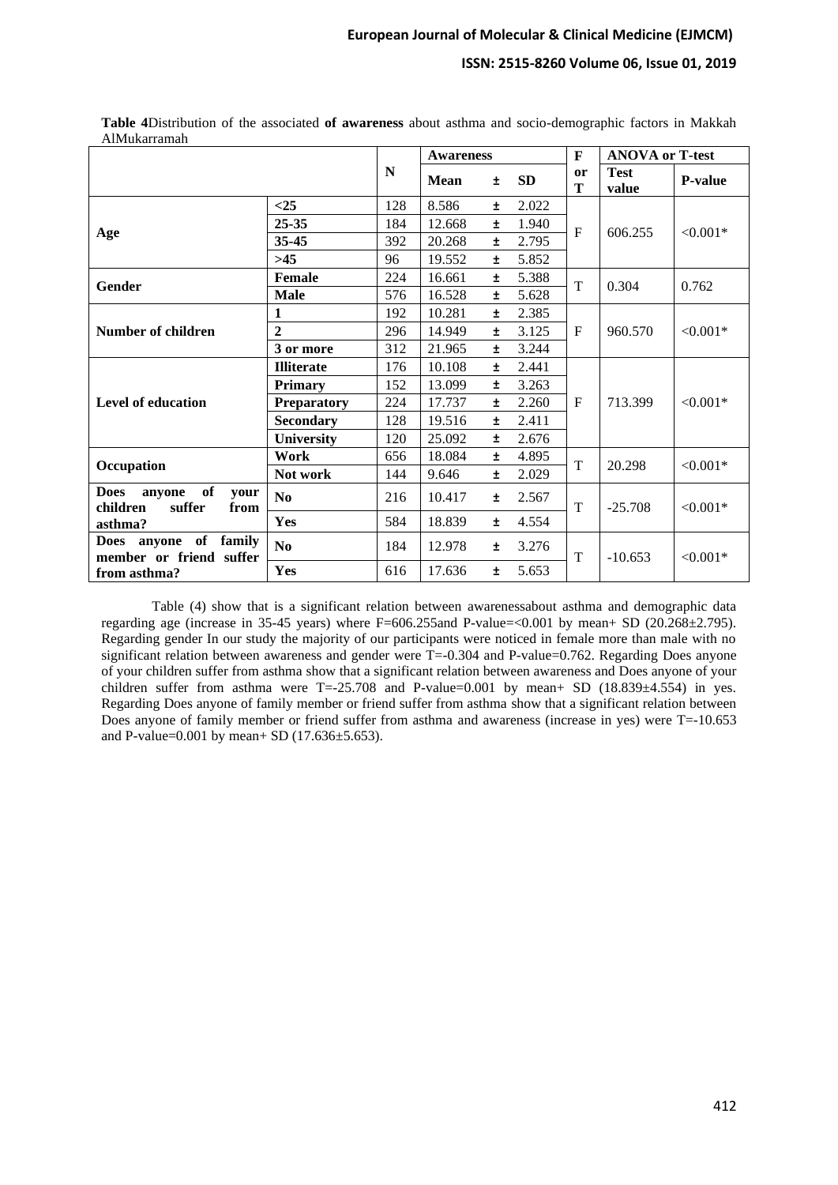**Table 4**Distribution of the associated **of awareness** about asthma and socio-demographic factors in Makkah AlMukarramah

| | | N | Awareness | | | F or T | ANOVA or T-test | |
|---|---|---|---|---|---|---|---|---|
| | | | **Mean** | **±** | **SD** | | **Test value** | **P-value** |
| **Age** | **<25** | 128 | 8.586 | ± | 2.022 | F | 606.255 | <0.001* |
| | **25-35** | 184 | 12.668 | ± | 1.940 | | | |
| | **35-45** | 392 | 20.268 | ± | 2.795 | | | |
| | **>45** | 96 | 19.552 | ± | 5.852 | | | |
| **Gender** | **Female** | 224 | 16.661 | ± | 5.388 | T | 0.304 | 0.762 |
| | **Male** | 576 | 16.528 | ± | 5.628 | | | |
| **Number of children** | **1** | 192 | 10.281 | ± | 2.385 | F | 960.570 | <0.001* |
| | **2** | 296 | 14.949 | ± | 3.125 | | | |
| | **3 or more** | 312 | 21.965 | ± | 3.244 | | | |
| **Level of education** | **Illiterate** | 176 | 10.108 | ± | 2.441 | F | 713.399 | <0.001* |
| | **Primary** | 152 | 13.099 | ± | 3.263 | | | |
| | **Preparatory** | 224 | 17.737 | ± | 2.260 | | | |
| | **Secondary** | 128 | 19.516 | ± | 2.411 | | | |
| | **University** | 120 | 25.092 | ± | 2.676 | | | |
| **Occupation** | **Work** | 656 | 18.084 | ± | 4.895 | T | 20.298 | <0.001* |
| | **Not work** | 144 | 9.646 | ± | 2.029 | | | |
| **Does anyone of your children suffer from asthma?** | **No** | 216 | 10.417 | ± | 2.567 | T | -25.708 | <0.001* |
| | **Yes** | 584 | 18.839 | ± | 4.554 | | | |
| **Does anyone of family member or friend suffer from asthma?** | **No** | 184 | 12.978 | ± | 3.276 | T | -10.653 | <0.001* |
| | **Yes** | 616 | 17.636 | ± | 5.653 | | | |

Table (4) show that is a significant relation between awarenessabout asthma and demographic data regarding age (increase in 35-45 years) where F=606.255and P-value=<0.001 by mean+ SD (20.268±2.795). Regarding gender In our study the majority of our participants were noticed in female more than male with no significant relation between awareness and gender were T=-0.304 and P-value=0.762. Regarding Does anyone of your children suffer from asthma show that a significant relation between awareness and Does anyone of your children suffer from asthma were T=-25.708 and P-value=0.001 by mean+ SD (18.839±4.554) in yes. Regarding Does anyone of family member or friend suffer from asthma show that a significant relation between Does anyone of family member or friend suffer from asthma and awareness (increase in yes) were T=-10.653 and P-value=0.001 by mean+ SD (17.636±5.653).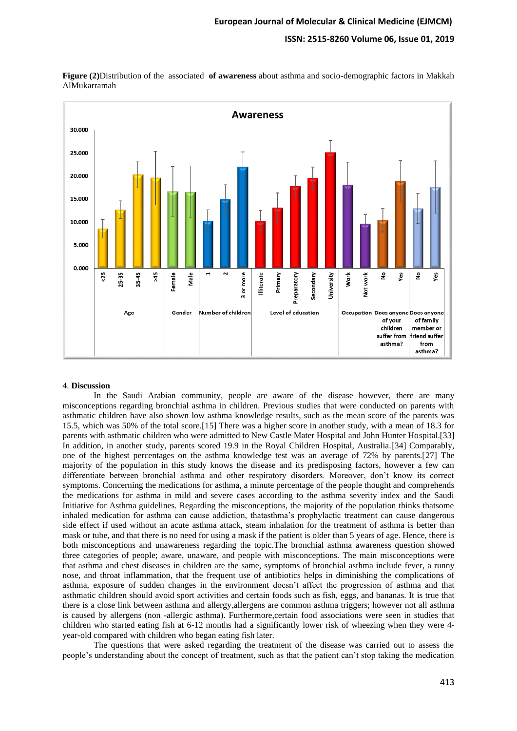**Figure (2)**Distribution of the associated **of awareness** about asthma and socio-demographic factors in Makkah AlMukarramah

## 4. **Discussion**

In the Saudi Arabian community, people are aware of the disease however, there are many misconceptions regarding bronchial asthma in children. Previous studies that were conducted on parents with asthmatic children have also shown low asthma knowledge results, such as the mean score of the parents was 15.5, which was 50% of the total score.[15] There was a higher score in another study, with a mean of 18.3 for parents with asthmatic children who were admitted to New Castle Mater Hospital and John Hunter Hospital.[33] In addition, in another study, parents scored 19.9 in the Royal Children Hospital, Australia.[34] Comparably, one of the highest percentages on the asthma knowledge test was an average of 72% by parents.[27] The majority of the population in this study knows the disease and its predisposing factors, however a few can differentiate between bronchial asthma and other respiratory disorders. Moreover, don't know its correct symptoms. Concerning the medications for asthma, a minute percentage of the people thought and comprehends the medications for asthma in mild and severe cases according to the asthma severity index and the Saudi Initiative for Asthma guidelines. Regarding the misconceptions, the majority of the population thinks thatsome inhaled medication for asthma can cause addiction, thatasthma's prophylactic treatment can cause dangerous side effect if used without an acute asthma attack, steam inhalation for the treatment of asthma is better than mask or tube, and that there is no need for using a mask if the patient is older than 5 years of age. Hence, there is both misconceptions and unawareness regarding the topic.The bronchial asthma awareness question showed three categories of people; aware, unaware, and people with misconceptions. The main misconceptions were that asthma and chest diseases in children are the same, symptoms of bronchial asthma include fever, a runny nose, and throat inflammation, that the frequent use of antibiotics helps in diminishing the complications of asthma, exposure of sudden changes in the environment doesn't affect the progression of asthma and that asthmatic children should avoid sport activities and certain foods such as fish, eggs, and bananas. It is true that there is a close link between asthma and allergy,allergens are common asthma triggers; however not all asthma is caused by allergens (non -allergic asthma). Furthermore,certain food associations were seen in studies that children who started eating fish at 6-12 months had a significantly lower risk of wheezing when they were 4-year-old compared with children who began eating fish later.

The questions that were asked regarding the treatment of the disease was carried out to assess the people's understanding about the concept of treatment, such as that the patient can't stop taking the medication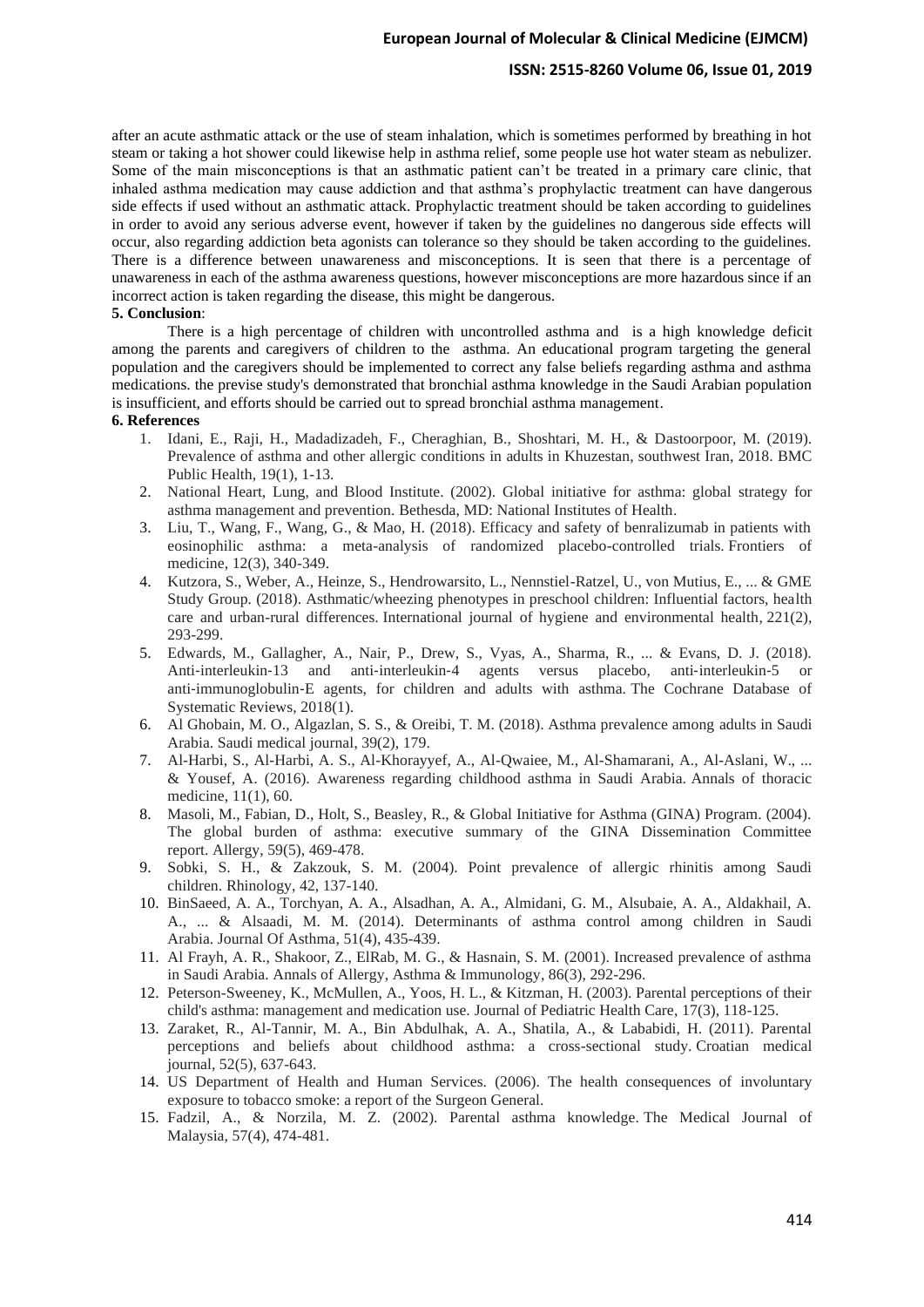after an acute asthmatic attack or the use of steam inhalation, which is sometimes performed by breathing in hot steam or taking a hot shower could likewise help in asthma relief, some people use hot water steam as nebulizer. Some of the main misconceptions is that an asthmatic patient can't be treated in a primary care clinic, that inhaled asthma medication may cause addiction and that asthma's prophylactic treatment can have dangerous side effects if used without an asthmatic attack. Prophylactic treatment should be taken according to guidelines in order to avoid any serious adverse event, however if taken by the guidelines no dangerous side effects will occur, also regarding addiction beta agonists can tolerance so they should be taken according to the guidelines. There is a difference between unawareness and misconceptions. It is seen that there is a percentage of unawareness in each of the asthma awareness questions, however misconceptions are more hazardous since if an incorrect action is taken regarding the disease, this might be dangerous.

**5. Conclusion**:

There is a high percentage of children with uncontrolled asthma and is a high knowledge deficit among the parents and caregivers of children to the asthma. An educational program targeting the general population and the caregivers should be implemented to correct any false beliefs regarding asthma and asthma medications. the previse study's demonstrated that bronchial asthma knowledge in the Saudi Arabian population is insufficient, and efforts should be carried out to spread bronchial asthma management.

**6. References**

1. Idani, E., Raji, H., Madadizadeh, F., Cheraghian, B., Shoshtari, M. H., & Dastoorpoor, M. (2019). Prevalence of asthma and other allergic conditions in adults in Khuzestan, southwest Iran, 2018. BMC Public Health, 19(1), 1-13.
2. National Heart, Lung, and Blood Institute. (2002). Global initiative for asthma: global strategy for asthma management and prevention. Bethesda, MD: National Institutes of Health.
3. Liu, T., Wang, F., Wang, G., & Mao, H. (2018). Efficacy and safety of benralizumab in patients with eosinophilic asthma: a meta-analysis of randomized placebo-controlled trials. Frontiers of medicine, 12(3), 340-349.
4. Kutzora, S., Weber, A., Heinze, S., Hendrowarsito, L., Nennstiel-Ratzel, U., von Mutius, E., ... & GME Study Group. (2018). Asthmatic/wheezing phenotypes in preschool children: Influential factors, health care and urban-rural differences. International journal of hygiene and environmental health, 221(2), 293-299.
5. Edwards, M., Gallagher, A., Nair, P., Drew, S., Vyas, A., Sharma, R., ... & Evans, D. J. (2018). Anti‐interleukin‐13 and anti‐interleukin‐4 agents versus placebo, anti‐interleukin‐5 or anti‐immunoglobulin‐E agents, for children and adults with asthma. The Cochrane Database of Systematic Reviews, 2018(1).
6. Al Ghobain, M. O., Algazlan, S. S., & Oreibi, T. M. (2018). Asthma prevalence among adults in Saudi Arabia. Saudi medical journal, 39(2), 179.
7. Al-Harbi, S., Al-Harbi, A. S., Al-Khorayyef, A., Al-Qwaiee, M., Al-Shamarani, A., Al-Aslani, W., ... & Yousef, A. (2016). Awareness regarding childhood asthma in Saudi Arabia. Annals of thoracic medicine, 11(1), 60.
8. Masoli, M., Fabian, D., Holt, S., Beasley, R., & Global Initiative for Asthma (GINA) Program. (2004). The global burden of asthma: executive summary of the GINA Dissemination Committee report. Allergy, 59(5), 469-478.
9. Sobki, S. H., & Zakzouk, S. M. (2004). Point prevalence of allergic rhinitis among Saudi children. Rhinology, 42, 137-140.
10. BinSaeed, A. A., Torchyan, A. A., Alsadhan, A. A., Almidani, G. M., Alsubaie, A. A., Aldakhail, A. A., ... & Alsaadi, M. M. (2014). Determinants of asthma control among children in Saudi Arabia. Journal Of Asthma, 51(4), 435-439.
11. Al Frayh, A. R., Shakoor, Z., ElRab, M. G., & Hasnain, S. M. (2001). Increased prevalence of asthma in Saudi Arabia. Annals of Allergy, Asthma & Immunology, 86(3), 292-296.
12. Peterson-Sweeney, K., McMullen, A., Yoos, H. L., & Kitzman, H. (2003). Parental perceptions of their child's asthma: management and medication use. Journal of Pediatric Health Care, 17(3), 118-125.
13. Zaraket, R., Al-Tannir, M. A., Bin Abdulhak, A. A., Shatila, A., & Lababidi, H. (2011). Parental perceptions and beliefs about childhood asthma: a cross-sectional study. Croatian medical journal, 52(5), 637-643.
14. US Department of Health and Human Services. (2006). The health consequences of involuntary exposure to tobacco smoke: a report of the Surgeon General.
15. Fadzil, A., & Norzila, M. Z. (2002). Parental asthma knowledge. The Medical Journal of Malaysia, 57(4), 474-481.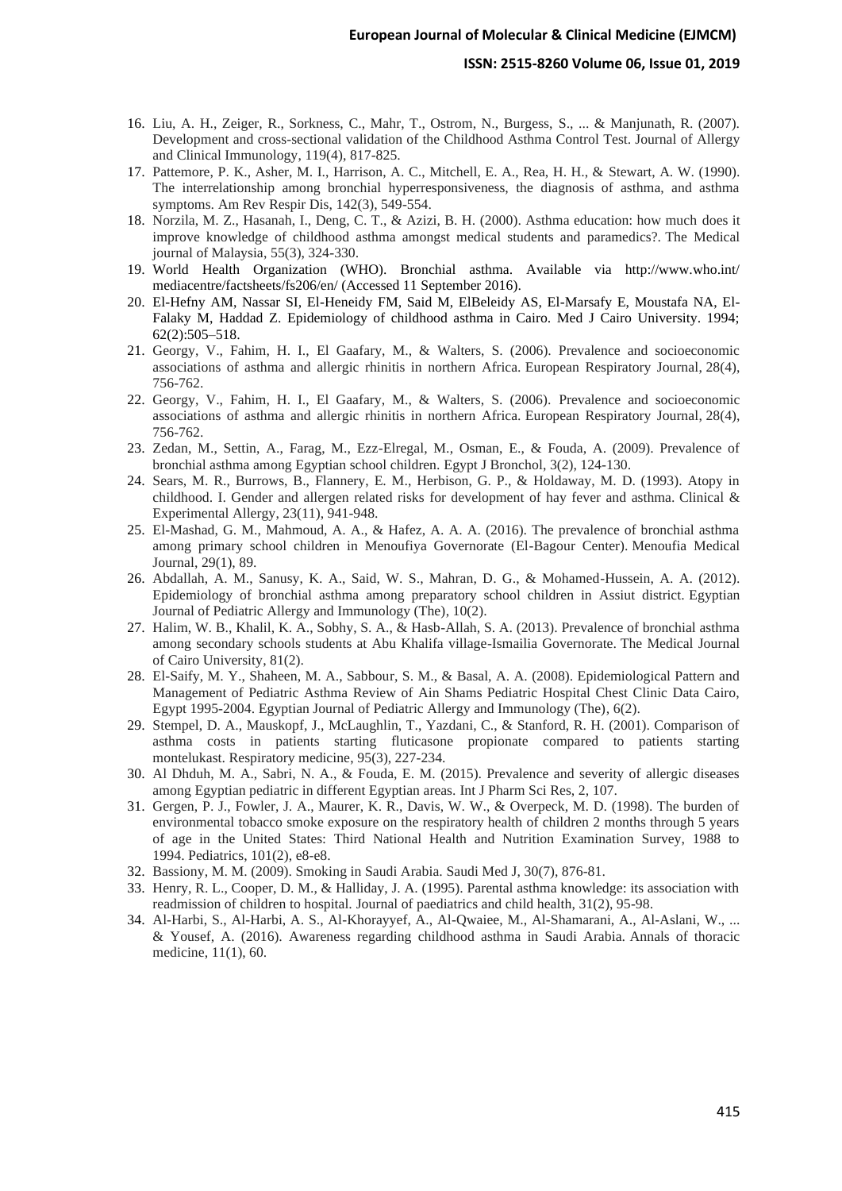16. Liu, A. H., Zeiger, R., Sorkness, C., Mahr, T., Ostrom, N., Burgess, S., ... & Manjunath, R. (2007). Development and cross-sectional validation of the Childhood Asthma Control Test. Journal of Allergy and Clinical Immunology, 119(4), 817-825.
17. Pattemore, P. K., Asher, M. I., Harrison, A. C., Mitchell, E. A., Rea, H. H., & Stewart, A. W. (1990). The interrelationship among bronchial hyperresponsiveness, the diagnosis of asthma, and asthma symptoms. Am Rev Respir Dis, 142(3), 549-554.
18. Norzila, M. Z., Hasanah, I., Deng, C. T., & Azizi, B. H. (2000). Asthma education: how much does it improve knowledge of childhood asthma amongst medical students and paramedics?. The Medical journal of Malaysia, 55(3), 324-330.
19. World Health Organization (WHO). Bronchial asthma. Available via http://www.who.int/ mediacentre/factsheets/fs206/en/ (Accessed 11 September 2016).
20. El-Hefny AM, Nassar SI, El-Heneidy FM, Said M, ElBeleidy AS, El-Marsafy E, Moustafa NA, El-Falaky M, Haddad Z. Epidemiology of childhood asthma in Cairo. Med J Cairo University. 1994; 62(2):505–518.
21. Georgy, V., Fahim, H. I., El Gaafary, M., & Walters, S. (2006). Prevalence and socioeconomic associations of asthma and allergic rhinitis in northern Africa. European Respiratory Journal, 28(4), 756-762.
22. Georgy, V., Fahim, H. I., El Gaafary, M., & Walters, S. (2006). Prevalence and socioeconomic associations of asthma and allergic rhinitis in northern Africa. European Respiratory Journal, 28(4), 756-762.
23. Zedan, M., Settin, A., Farag, M., Ezz-Elregal, M., Osman, E., & Fouda, A. (2009). Prevalence of bronchial asthma among Egyptian school children. Egypt J Bronchol, 3(2), 124-130.
24. Sears, M. R., Burrows, B., Flannery, E. M., Herbison, G. P., & Holdaway, M. D. (1993). Atopy in childhood. I. Gender and allergen related risks for development of hay fever and asthma. Clinical & Experimental Allergy, 23(11), 941-948.
25. El-Mashad, G. M., Mahmoud, A. A., & Hafez, A. A. A. (2016). The prevalence of bronchial asthma among primary school children in Menoufiya Governorate (El-Bagour Center). Menoufia Medical Journal, 29(1), 89.
26. Abdallah, A. M., Sanusy, K. A., Said, W. S., Mahran, D. G., & Mohamed-Hussein, A. A. (2012). Epidemiology of bronchial asthma among preparatory school children in Assiut district. Egyptian Journal of Pediatric Allergy and Immunology (The), 10(2).
27. Halim, W. B., Khalil, K. A., Sobhy, S. A., & Hasb-Allah, S. A. (2013). Prevalence of bronchial asthma among secondary schools students at Abu Khalifa village-Ismailia Governorate. The Medical Journal of Cairo University, 81(2).
28. El-Saify, M. Y., Shaheen, M. A., Sabbour, S. M., & Basal, A. A. (2008). Epidemiological Pattern and Management of Pediatric Asthma Review of Ain Shams Pediatric Hospital Chest Clinic Data Cairo, Egypt 1995-2004. Egyptian Journal of Pediatric Allergy and Immunology (The), 6(2).
29. Stempel, D. A., Mauskopf, J., McLaughlin, T., Yazdani, C., & Stanford, R. H. (2001). Comparison of asthma costs in patients starting fluticasone propionate compared to patients starting montelukast. Respiratory medicine, 95(3), 227-234.
30. Al Dhduh, M. A., Sabri, N. A., & Fouda, E. M. (2015). Prevalence and severity of allergic diseases among Egyptian pediatric in different Egyptian areas. Int J Pharm Sci Res, 2, 107.
31. Gergen, P. J., Fowler, J. A., Maurer, K. R., Davis, W. W., & Overpeck, M. D. (1998). The burden of environmental tobacco smoke exposure on the respiratory health of children 2 months through 5 years of age in the United States: Third National Health and Nutrition Examination Survey, 1988 to 1994. Pediatrics, 101(2), e8-e8.
32. Bassiony, M. M. (2009). Smoking in Saudi Arabia. Saudi Med J, 30(7), 876-81.
33. Henry, R. L., Cooper, D. M., & Halliday, J. A. (1995). Parental asthma knowledge: its association with readmission of children to hospital. Journal of paediatrics and child health, 31(2), 95-98.
34. Al-Harbi, S., Al-Harbi, A. S., Al-Khorayyef, A., Al-Qwaiee, M., Al-Shamarani, A., Al-Aslani, W., ... & Yousef, A. (2016). Awareness regarding childhood asthma in Saudi Arabia. Annals of thoracic medicine, 11(1), 60.